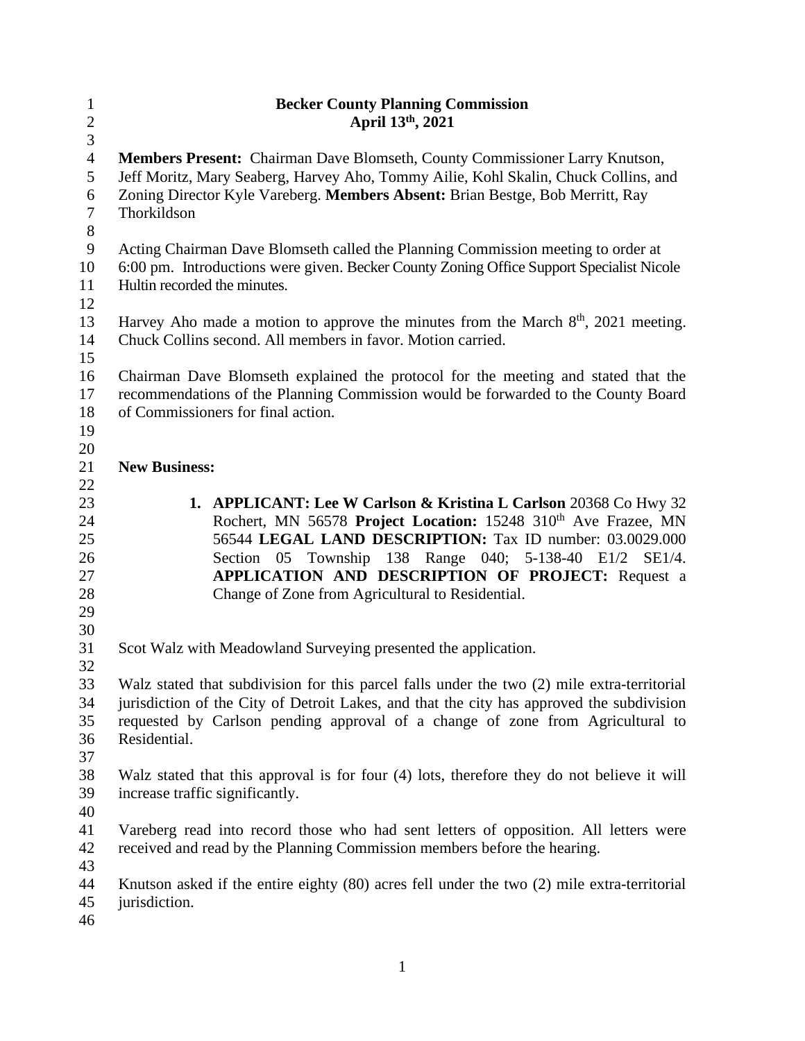# Becker County Planning Commission
## April 13th, 2021

**Members Present:** Chairman Dave Blomseth, County Commissioner Larry Knutson, Jeff Moritz, Mary Seaberg, Harvey Aho, Tommy Ailie, Kohl Skalin, Chuck Collins, and Zoning Director Kyle Vareberg. **Members Absent:** Brian Bestge, Bob Merritt, Ray Thorkildson

Acting Chairman Dave Blomseth called the Planning Commission meeting to order at 6:00 pm. Introductions were given. Becker County Zoning Office Support Specialist Nicole Hultin recorded the minutes.

Harvey Aho made a motion to approve the minutes from the March 8th, 2021 meeting. Chuck Collins second. All members in favor. Motion carried.

Chairman Dave Blomseth explained the protocol for the meeting and stated that the recommendations of the Planning Commission would be forwarded to the County Board of Commissioners for final action.

**New Business:**

1. **APPLICANT: Lee W Carlson & Kristina L Carlson** 20368 Co Hwy 32 Rochert, MN 56578 **Project Location:** 15248 310th Ave Frazee, MN 56544 **LEGAL LAND DESCRIPTION:** Tax ID number: 03.0029.000 Section 05 Township 138 Range 040; 5-138-40 E1/2 SE1/4. **APPLICATION AND DESCRIPTION OF PROJECT:** Request a Change of Zone from Agricultural to Residential.

Scot Walz with Meadowland Surveying presented the application.

Walz stated that subdivision for this parcel falls under the two (2) mile extra-territorial jurisdiction of the City of Detroit Lakes, and that the city has approved the subdivision requested by Carlson pending approval of a change of zone from Agricultural to Residential.

Walz stated that this approval is for four (4) lots, therefore they do not believe it will increase traffic significantly.

Vareberg read into record those who had sent letters of opposition. All letters were received and read by the Planning Commission members before the hearing.

Knutson asked if the entire eighty (80) acres fell under the two (2) mile extra-territorial jurisdiction.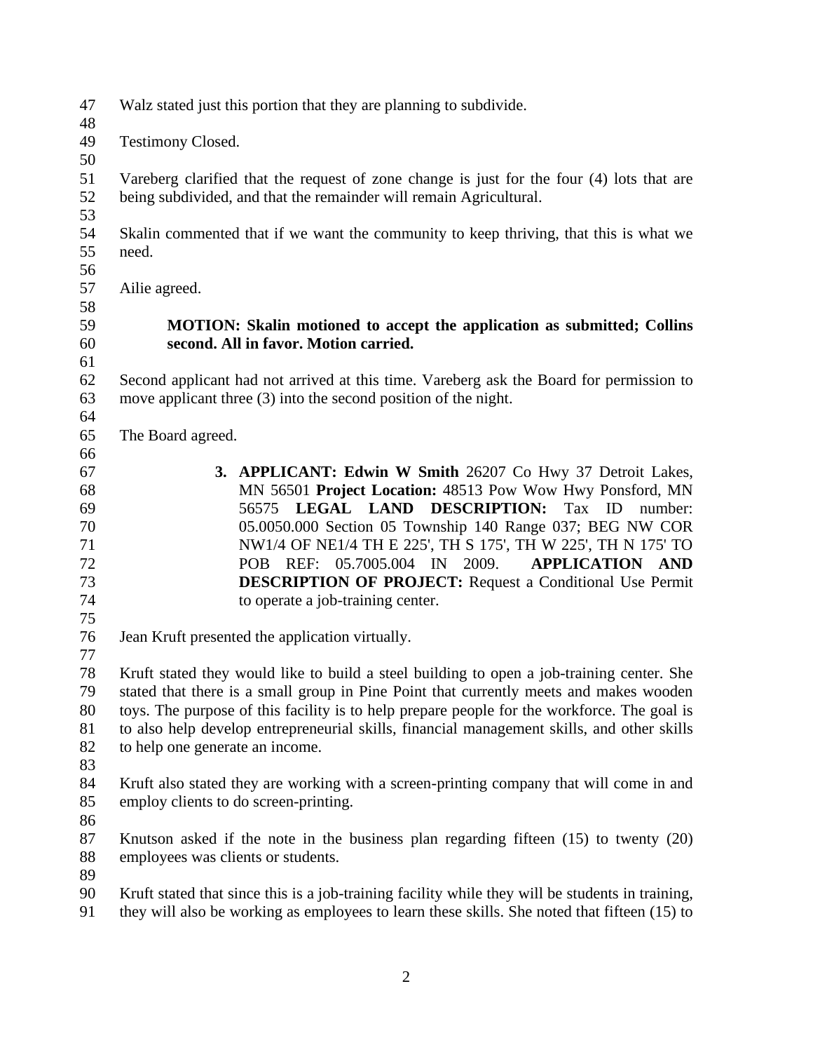Walz stated just this portion that they are planning to subdivide.

Testimony Closed.

Vareberg clarified that the request of zone change is just for the four (4) lots that are being subdivided, and that the remainder will remain Agricultural.

Skalin commented that if we want the community to keep thriving, that this is what we need.

Ailie agreed.

> **MOTION: Skalin motioned to accept the application as submitted; Collins second. All in favor. Motion carried.**

Second applicant had not arrived at this time. Vareberg ask the Board for permission to move applicant three (3) into the second position of the night.

The Board agreed.

3. **APPLICANT: Edwin W Smith** 26207 Co Hwy 37 Detroit Lakes, MN 56501 **Project Location:** 48513 Pow Wow Hwy Ponsford, MN 56575 **LEGAL LAND DESCRIPTION:** Tax ID number: 05.0050.000 Section 05 Township 140 Range 037; BEG NW COR NW1/4 OF NE1/4 TH E 225', TH S 175', TH W 225', TH N 175' TO POB REF: 05.7005.004 IN 2009. **APPLICATION AND DESCRIPTION OF PROJECT:** Request a Conditional Use Permit to operate a job-training center.

Jean Kruft presented the application virtually.

Kruft stated they would like to build a steel building to open a job-training center. She stated that there is a small group in Pine Point that currently meets and makes wooden toys. The purpose of this facility is to help prepare people for the workforce. The goal is to also help develop entrepreneurial skills, financial management skills, and other skills to help one generate an income.

Kruft also stated they are working with a screen-printing company that will come in and employ clients to do screen-printing.

Knutson asked if the note in the business plan regarding fifteen (15) to twenty (20) employees was clients or students.

Kruft stated that since this is a job-training facility while they will be students in training, they will also be working as employees to learn these skills. She noted that fifteen (15) to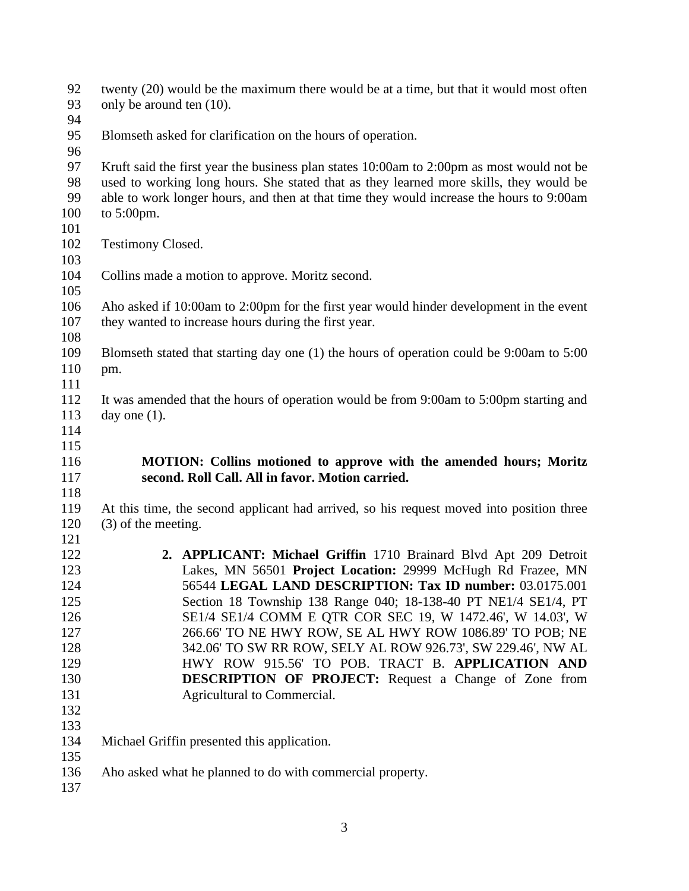twenty (20) would be the maximum there would be at a time, but that it would most often only be around ten (10).

Blomseth asked for clarification on the hours of operation.

Kruft said the first year the business plan states 10:00am to 2:00pm as most would not be used to working long hours. She stated that as they learned more skills, they would be able to work longer hours, and then at that time they would increase the hours to 9:00am to 5:00pm.

Testimony Closed.

Collins made a motion to approve. Moritz second.

Aho asked if 10:00am to 2:00pm for the first year would hinder development in the event they wanted to increase hours during the first year.

Blomseth stated that starting day one (1) the hours of operation could be 9:00am to 5:00 pm.

It was amended that the hours of operation would be from 9:00am to 5:00pm starting and day one (1).

**MOTION: Collins motioned to approve with the amended hours; Moritz second. Roll Call. All in favor. Motion carried.**

At this time, the second applicant had arrived, so his request moved into position three (3) of the meeting.

2. **APPLICANT: Michael Griffin** 1710 Brainard Blvd Apt 209 Detroit Lakes, MN 56501 **Project Location:** 29999 McHugh Rd Frazee, MN 56544 **LEGAL LAND DESCRIPTION: Tax ID number:** 03.0175.001 Section 18 Township 138 Range 040; 18-138-40 PT NE1/4 SE1/4, PT SE1/4 SE1/4 COMM E QTR COR SEC 19, W 1472.46', W 14.03', W 266.66' TO NE HWY ROW, SE AL HWY ROW 1086.89' TO POB; NE 342.06' TO SW RR ROW, SELY AL ROW 926.73', SW 229.46', NW AL HWY ROW 915.56' TO POB. TRACT B. **APPLICATION AND DESCRIPTION OF PROJECT:** Request a Change of Zone from Agricultural to Commercial.

Michael Griffin presented this application.

Aho asked what he planned to do with commercial property.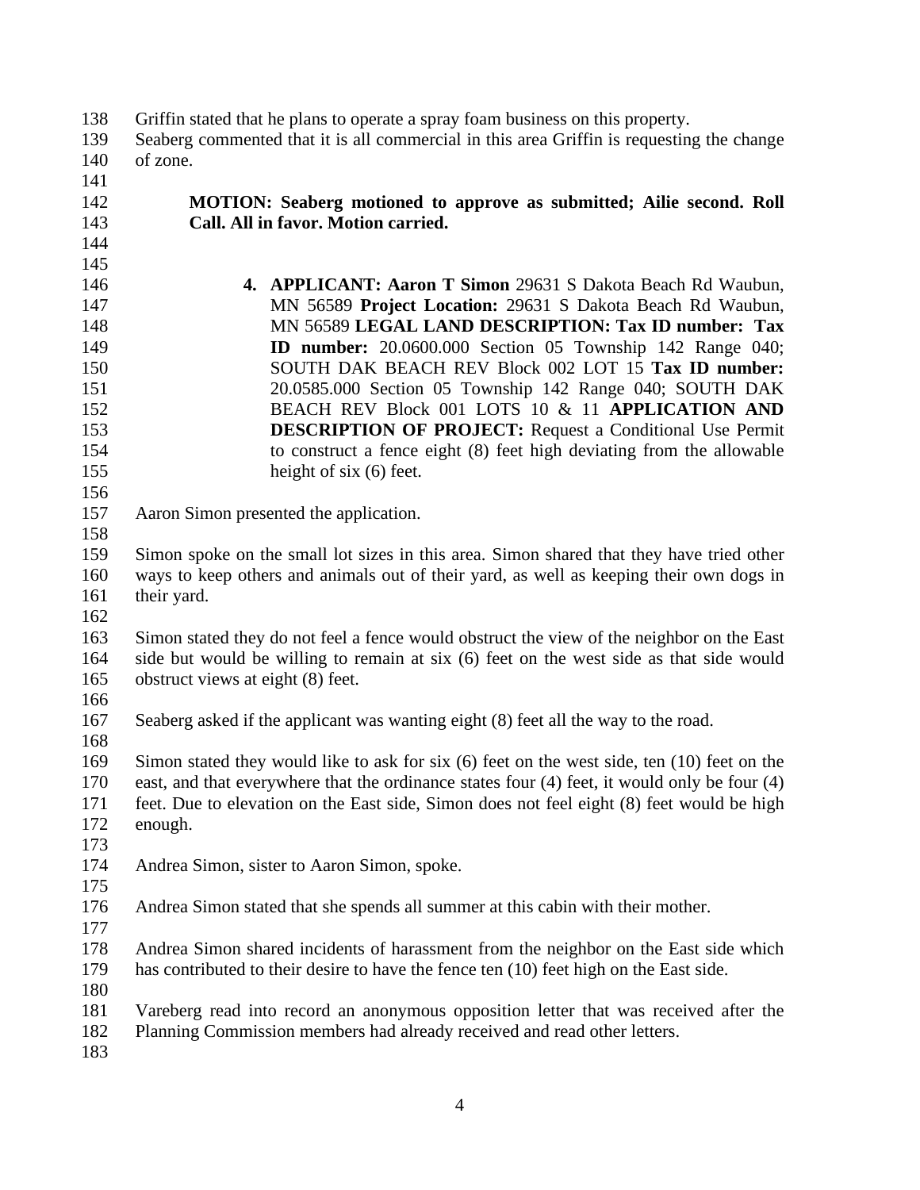Griffin stated that he plans to operate a spray foam business on this property.
Seaberg commented that it is all commercial in this area Griffin is requesting the change of zone.

**MOTION: Seaberg motioned to approve as submitted; Ailie second. Roll Call. All in favor. Motion carried.**

4. **APPLICANT: Aaron T Simon** 29631 S Dakota Beach Rd Waubun, MN 56589 **Project Location:** 29631 S Dakota Beach Rd Waubun, MN 56589 **LEGAL LAND DESCRIPTION: Tax ID number: Tax ID number:** 20.0600.000 Section 05 Township 142 Range 040; SOUTH DAK BEACH REV Block 002 LOT 15 **Tax ID number:** 20.0585.000 Section 05 Township 142 Range 040; SOUTH DAK BEACH REV Block 001 LOTS 10 & 11 **APPLICATION AND DESCRIPTION OF PROJECT:** Request a Conditional Use Permit to construct a fence eight (8) feet high deviating from the allowable height of six (6) feet.

Aaron Simon presented the application.

Simon spoke on the small lot sizes in this area. Simon shared that they have tried other ways to keep others and animals out of their yard, as well as keeping their own dogs in their yard.

Simon stated they do not feel a fence would obstruct the view of the neighbor on the East side but would be willing to remain at six (6) feet on the west side as that side would obstruct views at eight (8) feet.

Seaberg asked if the applicant was wanting eight (8) feet all the way to the road.

Simon stated they would like to ask for six (6) feet on the west side, ten (10) feet on the east, and that everywhere that the ordinance states four (4) feet, it would only be four (4) feet. Due to elevation on the East side, Simon does not feel eight (8) feet would be high enough.

Andrea Simon, sister to Aaron Simon, spoke.

Andrea Simon stated that she spends all summer at this cabin with their mother.

Andrea Simon shared incidents of harassment from the neighbor on the East side which has contributed to their desire to have the fence ten (10) feet high on the East side.

Vareberg read into record an anonymous opposition letter that was received after the Planning Commission members had already received and read other letters.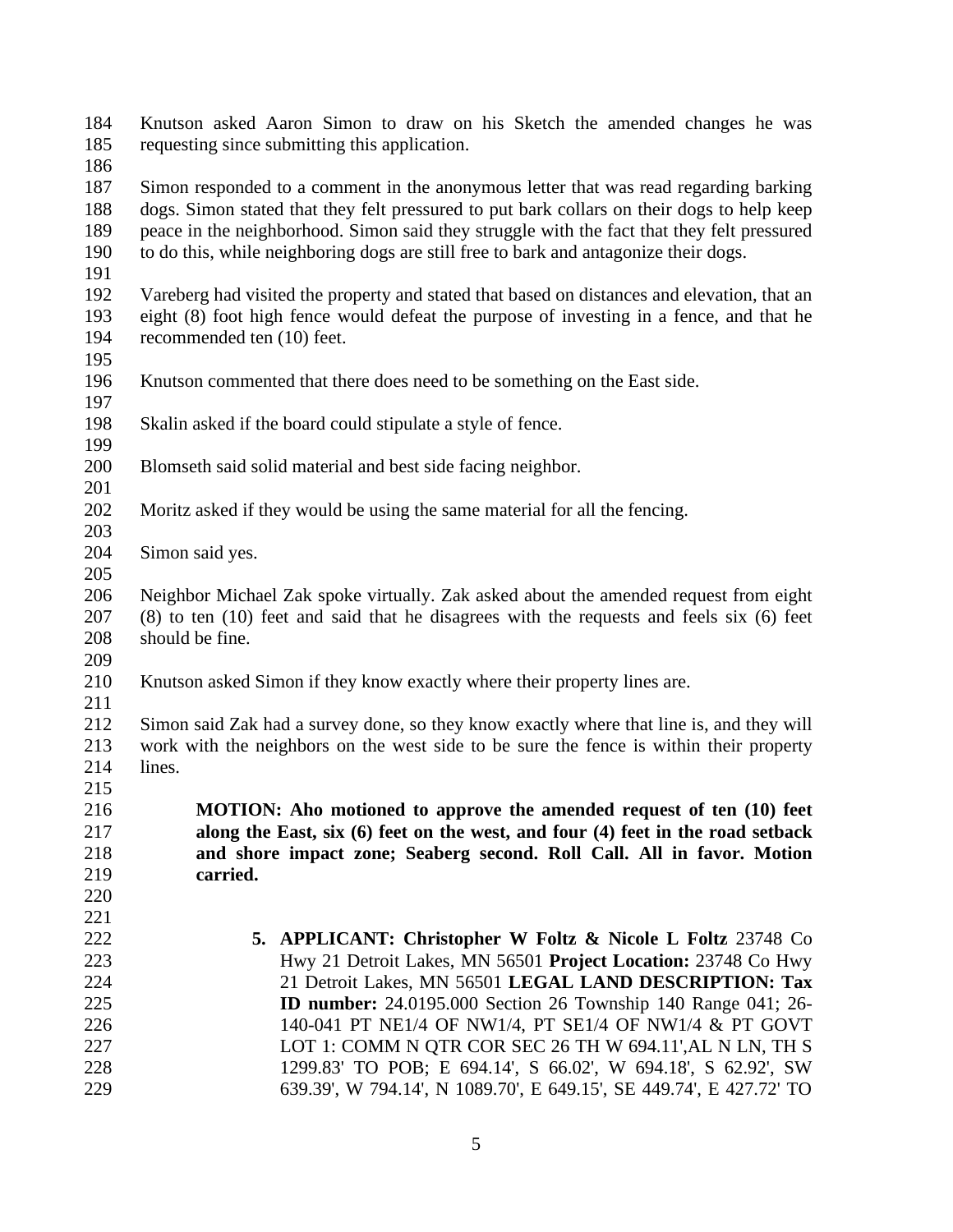Knutson asked Aaron Simon to draw on his Sketch the amended changes he was requesting since submitting this application.

Simon responded to a comment in the anonymous letter that was read regarding barking dogs. Simon stated that they felt pressured to put bark collars on their dogs to help keep peace in the neighborhood. Simon said they struggle with the fact that they felt pressured to do this, while neighboring dogs are still free to bark and antagonize their dogs.

Vareberg had visited the property and stated that based on distances and elevation, that an eight (8) foot high fence would defeat the purpose of investing in a fence, and that he recommended ten (10) feet.

Knutson commented that there does need to be something on the East side.

Skalin asked if the board could stipulate a style of fence.

Blomseth said solid material and best side facing neighbor.

Moritz asked if they would be using the same material for all the fencing.

Simon said yes.

Neighbor Michael Zak spoke virtually. Zak asked about the amended request from eight (8) to ten (10) feet and said that he disagrees with the requests and feels six (6) feet should be fine.

Knutson asked Simon if they know exactly where their property lines are.

Simon said Zak had a survey done, so they know exactly where that line is, and they will work with the neighbors on the west side to be sure the fence is within their property lines.

**MOTION: Aho motioned to approve the amended request of ten (10) feet along the East, six (6) feet on the west, and four (4) feet in the road setback and shore impact zone; Seaberg second. Roll Call. All in favor. Motion carried.**

5. **APPLICANT: Christopher W Foltz & Nicole L Foltz** 23748 Co Hwy 21 Detroit Lakes, MN 56501 **Project Location:** 23748 Co Hwy 21 Detroit Lakes, MN 56501 **LEGAL LAND DESCRIPTION: Tax ID number:** 24.0195.000 Section 26 Township 140 Range 041; 26-140-041 PT NE1/4 OF NW1/4, PT SE1/4 OF NW1/4 & PT GOVT LOT 1: COMM N QTR COR SEC 26 TH W 694.11',AL N LN, TH S 1299.83' TO POB; E 694.14', S 66.02', W 694.18', S 62.92', SW 639.39', W 794.14', N 1089.70', E 649.15', SE 449.74', E 427.72' TO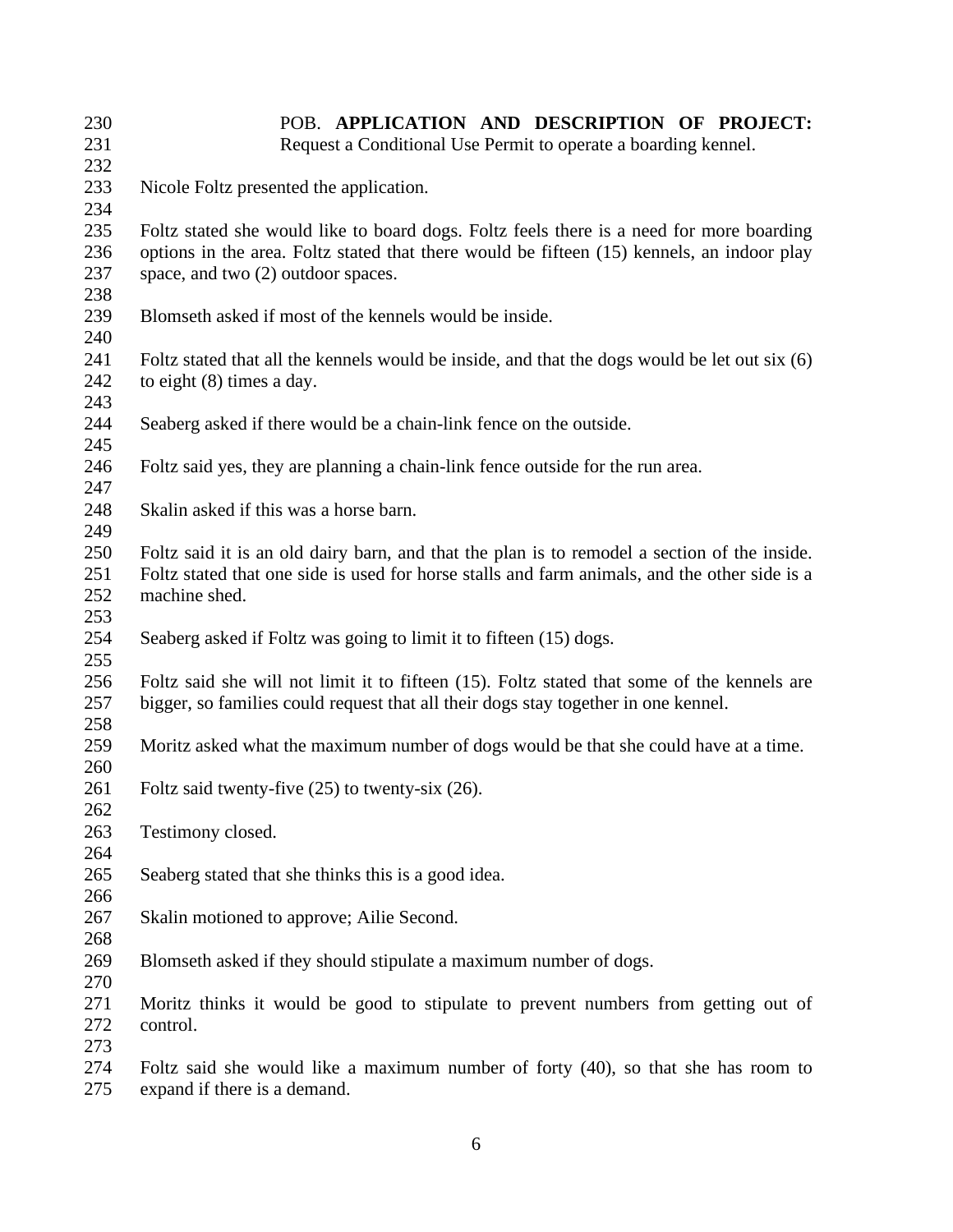POB. **APPLICATION AND DESCRIPTION OF PROJECT:** Request a Conditional Use Permit to operate a boarding kennel.

Nicole Foltz presented the application.

Foltz stated she would like to board dogs. Foltz feels there is a need for more boarding options in the area. Foltz stated that there would be fifteen (15) kennels, an indoor play space, and two (2) outdoor spaces.

Blomseth asked if most of the kennels would be inside.

Foltz stated that all the kennels would be inside, and that the dogs would be let out six (6) to eight (8) times a day.

Seaberg asked if there would be a chain-link fence on the outside.

Foltz said yes, they are planning a chain-link fence outside for the run area.

Skalin asked if this was a horse barn.

Foltz said it is an old dairy barn, and that the plan is to remodel a section of the inside. Foltz stated that one side is used for horse stalls and farm animals, and the other side is a machine shed.

Seaberg asked if Foltz was going to limit it to fifteen (15) dogs.

Foltz said she will not limit it to fifteen (15). Foltz stated that some of the kennels are bigger, so families could request that all their dogs stay together in one kennel.

Moritz asked what the maximum number of dogs would be that she could have at a time.

Foltz said twenty-five (25) to twenty-six (26).

Testimony closed.

Seaberg stated that she thinks this is a good idea.

Skalin motioned to approve; Ailie Second.

Blomseth asked if they should stipulate a maximum number of dogs.

Moritz thinks it would be good to stipulate to prevent numbers from getting out of control.

Foltz said she would like a maximum number of forty (40), so that she has room to expand if there is a demand.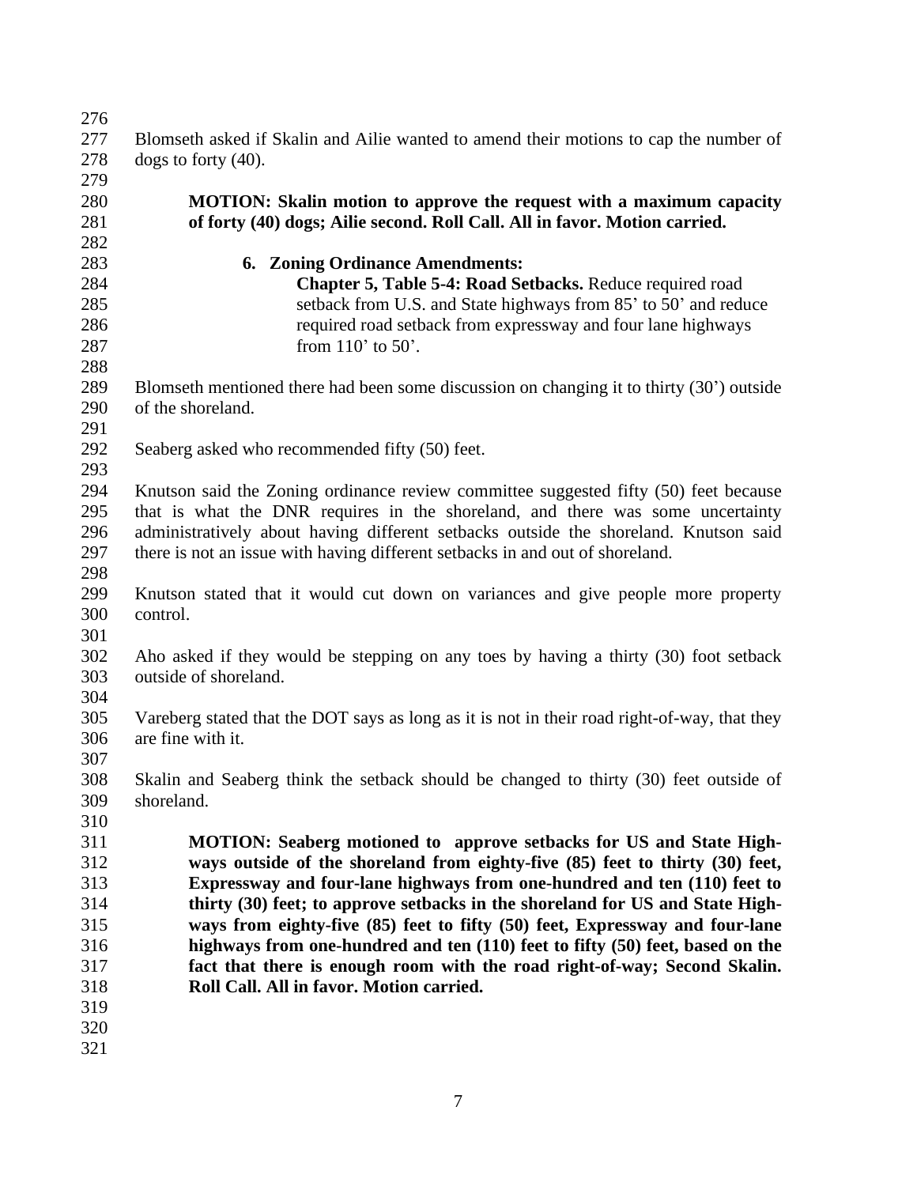Blomseth asked if Skalin and Ailie wanted to amend their motions to cap the number of dogs to forty (40).

**MOTION: Skalin motion to approve the request with a maximum capacity of forty (40) dogs; Ailie second. Roll Call. All in favor. Motion carried.**

**6. Zoning Ordinance Amendments:**

**Chapter 5, Table 5-4: Road Setbacks.** Reduce required road setback from U.S. and State highways from 85' to 50' and reduce required road setback from expressway and four lane highways from 110' to 50'.

Blomseth mentioned there had been some discussion on changing it to thirty (30') outside of the shoreland.

Seaberg asked who recommended fifty (50) feet.

Knutson said the Zoning ordinance review committee suggested fifty (50) feet because that is what the DNR requires in the shoreland, and there was some uncertainty administratively about having different setbacks outside the shoreland. Knutson said there is not an issue with having different setbacks in and out of shoreland.

Knutson stated that it would cut down on variances and give people more property control.

Aho asked if they would be stepping on any toes by having a thirty (30) foot setback outside of shoreland.

Vareberg stated that the DOT says as long as it is not in their road right-of-way, that they are fine with it.

Skalin and Seaberg think the setback should be changed to thirty (30) feet outside of shoreland.

**MOTION: Seaberg motioned to approve setbacks for US and State Highways outside of the shoreland from eighty-five (85) feet to thirty (30) feet, Expressway and four-lane highways from one-hundred and ten (110) feet to thirty (30) feet; to approve setbacks in the shoreland for US and State Highways from eighty-five (85) feet to fifty (50) feet, Expressway and four-lane highways from one-hundred and ten (110) feet to fifty (50) feet, based on the fact that there is enough room with the road right-of-way; Second Skalin. Roll Call. All in favor. Motion carried.**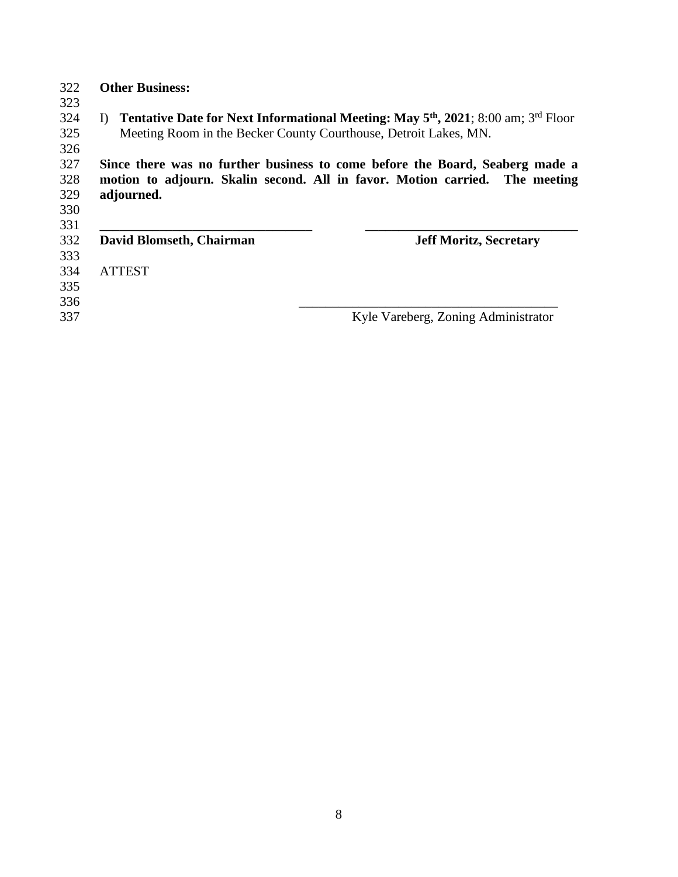**Other Business:**

I) **Tentative Date for Next Informational Meeting: May 5th, 2021**; 8:00 am; 3rd Floor Meeting Room in the Becker County Courthouse, Detroit Lakes, MN.

**Since there was no further business to come before the Board, Seaberg made a motion to adjourn. Skalin second. All in favor. Motion carried. The meeting adjourned.**

**\_\_\_\_\_\_\_\_\_\_\_\_\_\_\_\_\_\_\_\_\_\_\_\_\_\_\_\_\_\_\_\_\_** &nbsp;&nbsp;&nbsp;&nbsp;&nbsp;&nbsp;&nbsp;&nbsp; **\_\_\_\_\_\_\_\_\_\_\_\_\_\_\_\_\_\_\_\_\_\_\_\_\_\_\_\_\_\_\_\_\_**

**David Blomseth, Chairman** &nbsp;&nbsp;&nbsp;&nbsp;&nbsp;&nbsp;&nbsp;&nbsp; **Jeff Moritz, Secretary**

ATTEST

\_\_\_\_\_\_\_\_\_\_\_\_\_\_\_\_\_\_\_\_\_\_\_\_\_\_\_\_\_\_\_\_\_\_\_\_\_\_\_\_

Kyle Vareberg, Zoning Administrator